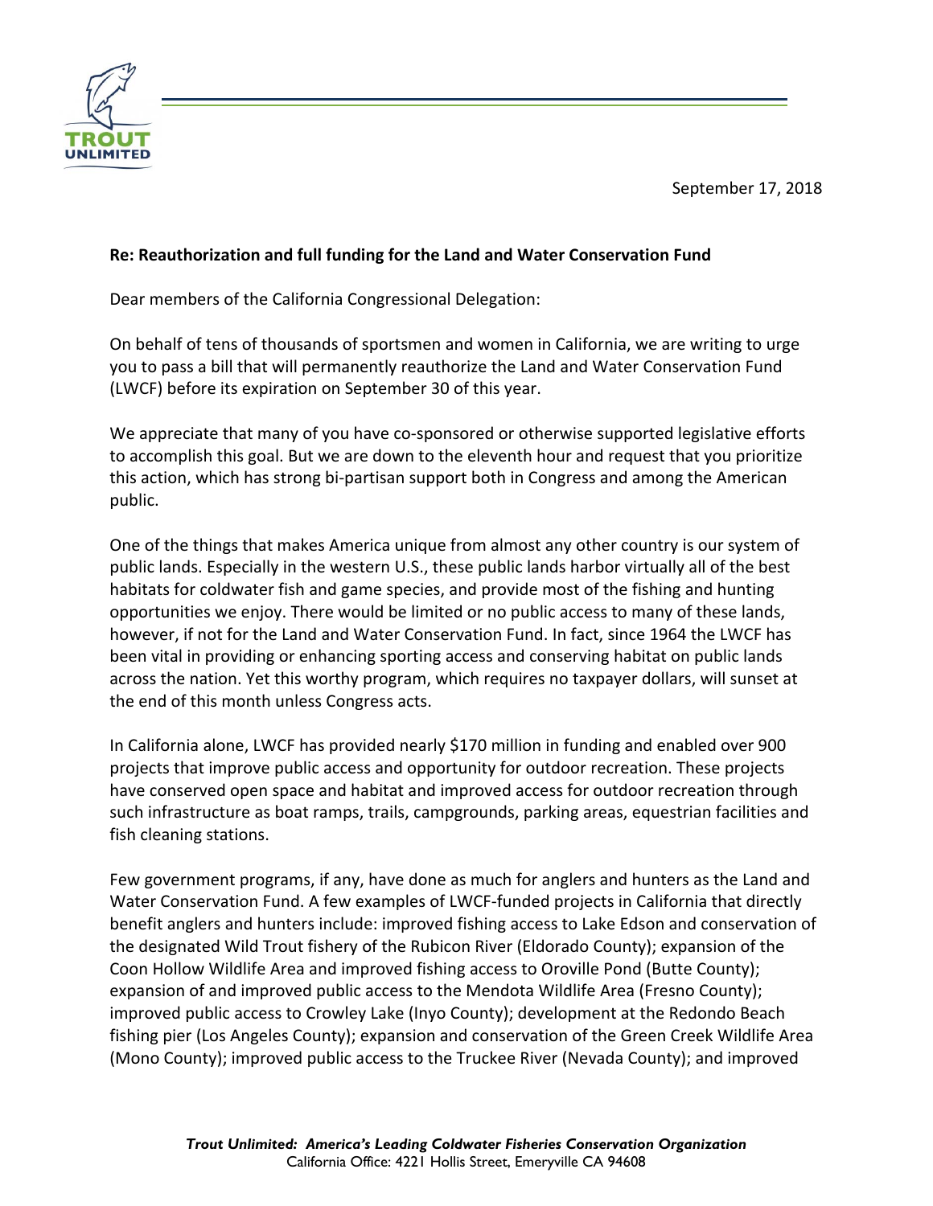TROUT UNLIMITED

September 17, 2018

**Re: Reauthorization and full funding for the Land and Water Conservation Fund**

Dear members of the California Congressional Delegation:

On behalf of tens of thousands of sportsmen and women in California, we are writing to urge you to pass a bill that will permanently reauthorize the Land and Water Conservation Fund (LWCF) before its expiration on September 30 of this year.

We appreciate that many of you have co-sponsored or otherwise supported legislative efforts to accomplish this goal. But we are down to the eleventh hour and request that you prioritize this action, which has strong bi-partisan support both in Congress and among the American public.

One of the things that makes America unique from almost any other country is our system of public lands. Especially in the western U.S., these public lands harbor virtually all of the best habitats for coldwater fish and game species, and provide most of the fishing and hunting opportunities we enjoy. There would be limited or no public access to many of these lands, however, if not for the Land and Water Conservation Fund. In fact, since 1964 the LWCF has been vital in providing or enhancing sporting access and conserving habitat on public lands across the nation. Yet this worthy program, which requires no taxpayer dollars, will sunset at the end of this month unless Congress acts.

In California alone, LWCF has provided nearly $170 million in funding and enabled over 900 projects that improve public access and opportunity for outdoor recreation. These projects have conserved open space and habitat and improved access for outdoor recreation through such infrastructure as boat ramps, trails, campgrounds, parking areas, equestrian facilities and fish cleaning stations.

Few government programs, if any, have done as much for anglers and hunters as the Land and Water Conservation Fund. A few examples of LWCF-funded projects in California that directly benefit anglers and hunters include: improved fishing access to Lake Edson and conservation of the designated Wild Trout fishery of the Rubicon River (Eldorado County); expansion of the Coon Hollow Wildlife Area and improved fishing access to Oroville Pond (Butte County); expansion of and improved public access to the Mendota Wildlife Area (Fresno County); improved public access to Crowley Lake (Inyo County); development at the Redondo Beach fishing pier (Los Angeles County); expansion and conservation of the Green Creek Wildlife Area (Mono County); improved public access to the Truckee River (Nevada County); and improved

***Trout Unlimited: America's Leading Coldwater Fisheries Conservation Organization***
California Office: 4221 Hollis Street, Emeryville CA 94608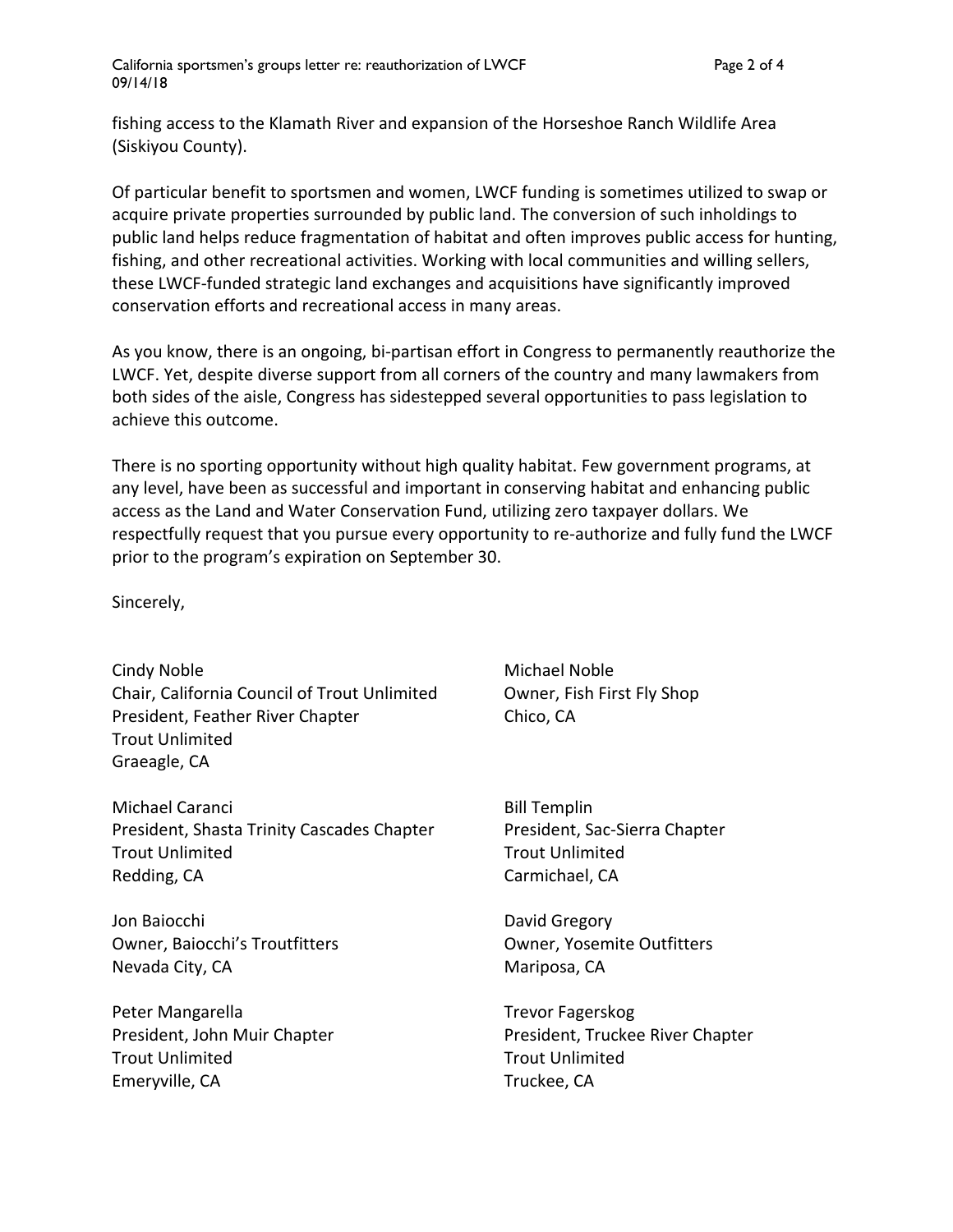fishing access to the Klamath River and expansion of the Horseshoe Ranch Wildlife Area (Siskiyou County).

Of particular benefit to sportsmen and women, LWCF funding is sometimes utilized to swap or acquire private properties surrounded by public land. The conversion of such inholdings to public land helps reduce fragmentation of habitat and often improves public access for hunting, fishing, and other recreational activities. Working with local communities and willing sellers, these LWCF-funded strategic land exchanges and acquisitions have significantly improved conservation efforts and recreational access in many areas.

As you know, there is an ongoing, bi-partisan effort in Congress to permanently reauthorize the LWCF. Yet, despite diverse support from all corners of the country and many lawmakers from both sides of the aisle, Congress has sidestepped several opportunities to pass legislation to achieve this outcome.

There is no sporting opportunity without high quality habitat. Few government programs, at any level, have been as successful and important in conserving habitat and enhancing public access as the Land and Water Conservation Fund, utilizing zero taxpayer dollars. We respectfully request that you pursue every opportunity to re-authorize and fully fund the LWCF prior to the program's expiration on September 30.

Sincerely,

Cindy Noble
Chair, California Council of Trout Unlimited
President, Feather River Chapter
Trout Unlimited
Graeagle, CA

Michael Noble
Owner, Fish First Fly Shop
Chico, CA

Michael Caranci
President, Shasta Trinity Cascades Chapter
Trout Unlimited
Redding, CA

Bill Templin
President, Sac-Sierra Chapter
Trout Unlimited
Carmichael, CA

Jon Baiocchi
Owner, Baiocchi's Troutfitters
Nevada City, CA

David Gregory
Owner, Yosemite Outfitters
Mariposa, CA

Peter Mangarella
President, John Muir Chapter
Trout Unlimited
Emeryville, CA

Trevor Fagerskog
President, Truckee River Chapter
Trout Unlimited
Truckee, CA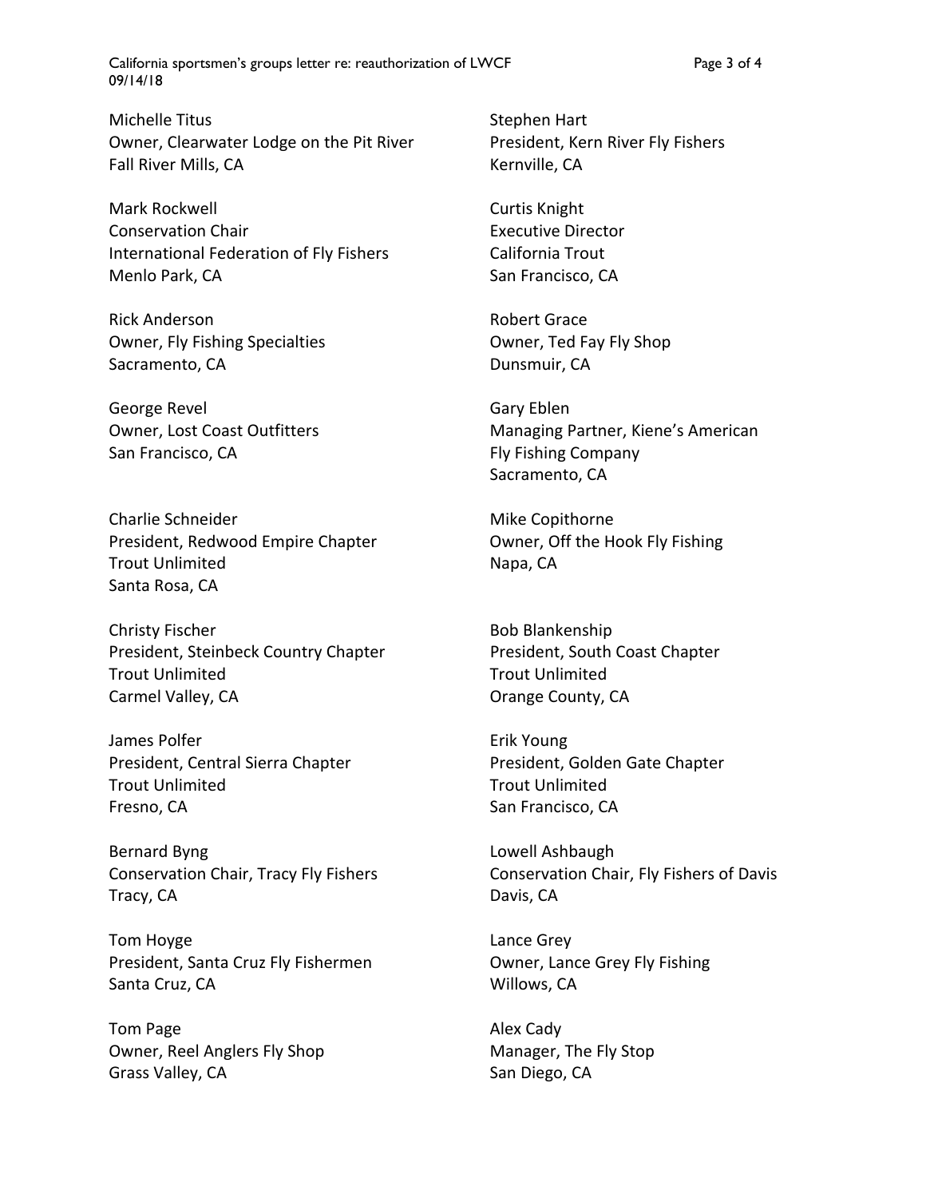Michelle Titus  
Owner, Clearwater Lodge on the Pit River  
Fall River Mills, CA

Mark Rockwell  
Conservation Chair  
International Federation of Fly Fishers  
Menlo Park, CA

Rick Anderson  
Owner, Fly Fishing Specialties  
Sacramento, CA

George Revel  
Owner, Lost Coast Outfitters  
San Francisco, CA

Charlie Schneider  
President, Redwood Empire Chapter  
Trout Unlimited  
Santa Rosa, CA

Christy Fischer  
President, Steinbeck Country Chapter  
Trout Unlimited  
Carmel Valley, CA

James Polfer  
President, Central Sierra Chapter  
Trout Unlimited  
Fresno, CA

Bernard Byng  
Conservation Chair, Tracy Fly Fishers  
Tracy, CA

Tom Hoyge  
President, Santa Cruz Fly Fishermen  
Santa Cruz, CA

Tom Page  
Owner, Reel Anglers Fly Shop  
Grass Valley, CA

Stephen Hart  
President, Kern River Fly Fishers  
Kernville, CA

Curtis Knight  
Executive Director  
California Trout  
San Francisco, CA

Robert Grace  
Owner, Ted Fay Fly Shop  
Dunsmuir, CA

Gary Eblen  
Managing Partner, Kiene's American Fly Fishing Company  
Sacramento, CA

Mike Copithorne  
Owner, Off the Hook Fly Fishing  
Napa, CA

Bob Blankenship  
President, South Coast Chapter  
Trout Unlimited  
Orange County, CA

Erik Young  
President, Golden Gate Chapter  
Trout Unlimited  
San Francisco, CA

Lowell Ashbaugh  
Conservation Chair, Fly Fishers of Davis  
Davis, CA

Lance Grey  
Owner, Lance Grey Fly Fishing  
Willows, CA

Alex Cady  
Manager, The Fly Stop  
San Diego, CA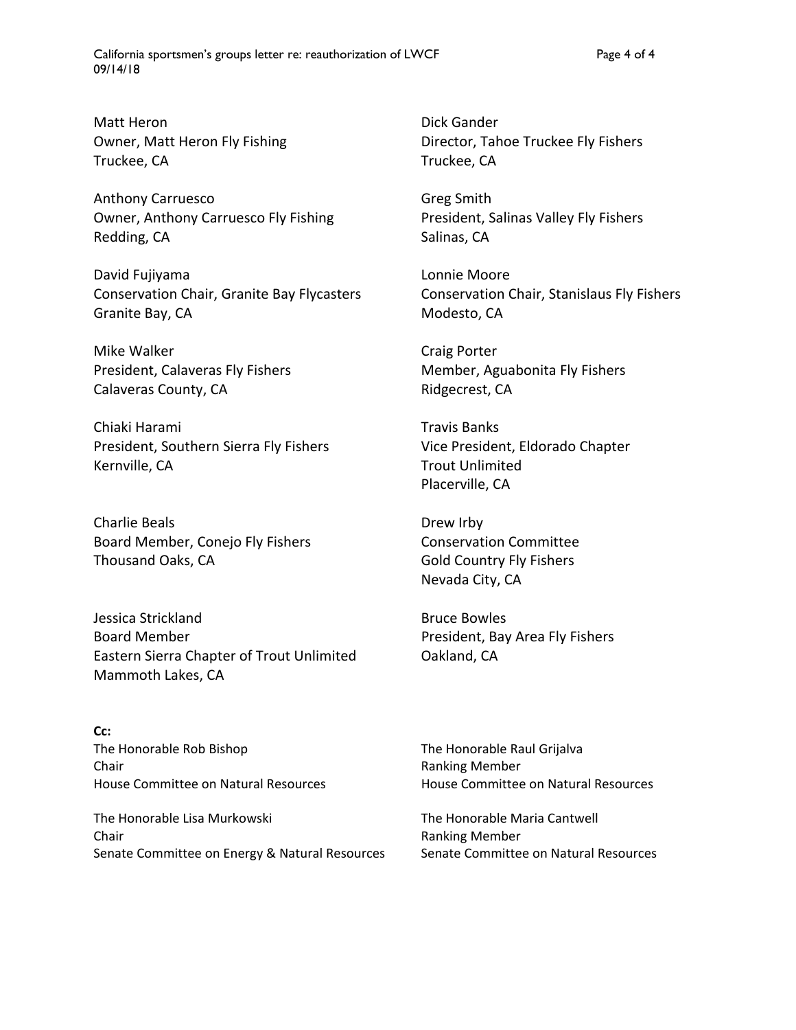Matt Heron
Owner, Matt Heron Fly Fishing
Truckee, CA

Dick Gander
Director, Tahoe Truckee Fly Fishers
Truckee, CA

Anthony Carruesco
Owner, Anthony Carruesco Fly Fishing
Redding, CA

Greg Smith
President, Salinas Valley Fly Fishers
Salinas, CA

David Fujiyama
Conservation Chair, Granite Bay Flycasters
Granite Bay, CA

Lonnie Moore
Conservation Chair, Stanislaus Fly Fishers
Modesto, CA

Mike Walker
President, Calaveras Fly Fishers
Calaveras County, CA

Craig Porter
Member, Aguabonita Fly Fishers
Ridgecrest, CA

Chiaki Harami
President, Southern Sierra Fly Fishers
Kernville, CA

Travis Banks
Vice President, Eldorado Chapter
Trout Unlimited
Placerville, CA

Charlie Beals
Board Member, Conejo Fly Fishers
Thousand Oaks, CA

Drew Irby
Conservation Committee
Gold Country Fly Fishers
Nevada City, CA

Jessica Strickland
Board Member
Eastern Sierra Chapter of Trout Unlimited
Mammoth Lakes, CA

Bruce Bowles
President, Bay Area Fly Fishers
Oakland, CA

**Cc:**

The Honorable Rob Bishop
Chair
House Committee on Natural Resources

The Honorable Raul Grijalva
Ranking Member
House Committee on Natural Resources

The Honorable Lisa Murkowski
Chair
Senate Committee on Energy & Natural Resources

The Honorable Maria Cantwell
Ranking Member
Senate Committee on Natural Resources